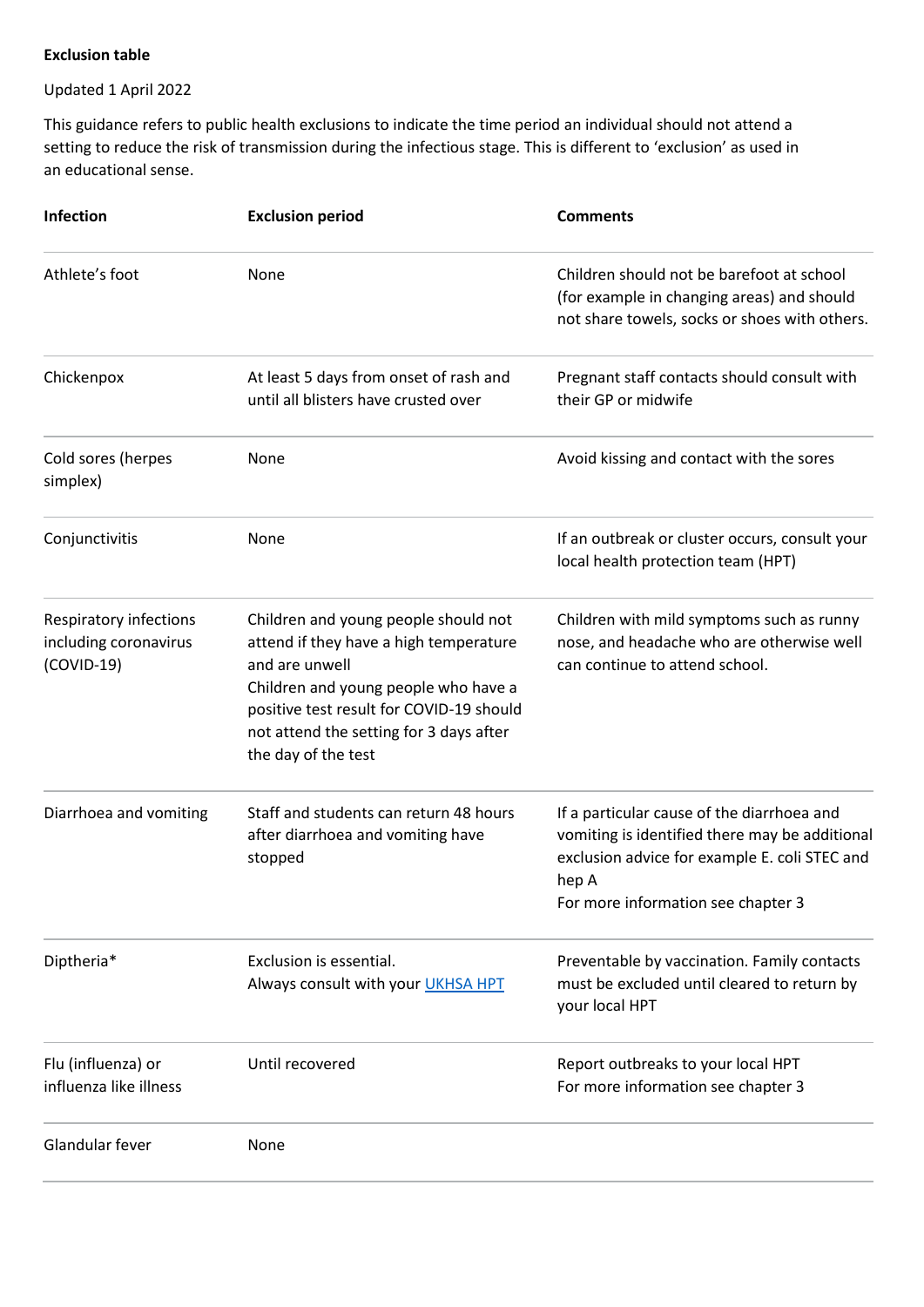**Exclusion table**

Updated 1 April 2022

This guidance refers to public health exclusions to indicate the time period an individual should not attend a setting to reduce the risk of transmission during the infectious stage. This is different to 'exclusion' as used in an educational sense.

| Infection | Exclusion period | Comments |
|---|---|---|
| Athlete's foot | None | Children should not be barefoot at school (for example in changing areas) and should not share towels, socks or shoes with others. |
| Chickenpox | At least 5 days from onset of rash and until all blisters have crusted over | Pregnant staff contacts should consult with their GP or midwife |
| Cold sores (herpes simplex) | None | Avoid kissing and contact with the sores |
| Conjunctivitis | None | If an outbreak or cluster occurs, consult your local health protection team (HPT) |
| Respiratory infections including coronavirus (COVID-19) | Children and young people should not attend if they have a high temperature and are unwell<br>Children and young people who have a positive test result for COVID-19 should not attend the setting for 3 days after the day of the test | Children with mild symptoms such as runny nose, and headache who are otherwise well can continue to attend school. |
| Diarrhoea and vomiting | Staff and students can return 48 hours after diarrhoea and vomiting have stopped | If a particular cause of the diarrhoea and vomiting is identified there may be additional exclusion advice for example E. coli STEC and hep A<br>For more information see chapter 3 |
| Diptheria* | Exclusion is essential.<br>Always consult with your [UKHSA HPT](#) | Preventable by vaccination. Family contacts must be excluded until cleared to return by your local HPT |
| Flu (influenza) or influenza like illness | Until recovered | Report outbreaks to your local HPT<br>For more information see chapter 3 |
| Glandular fever | None | |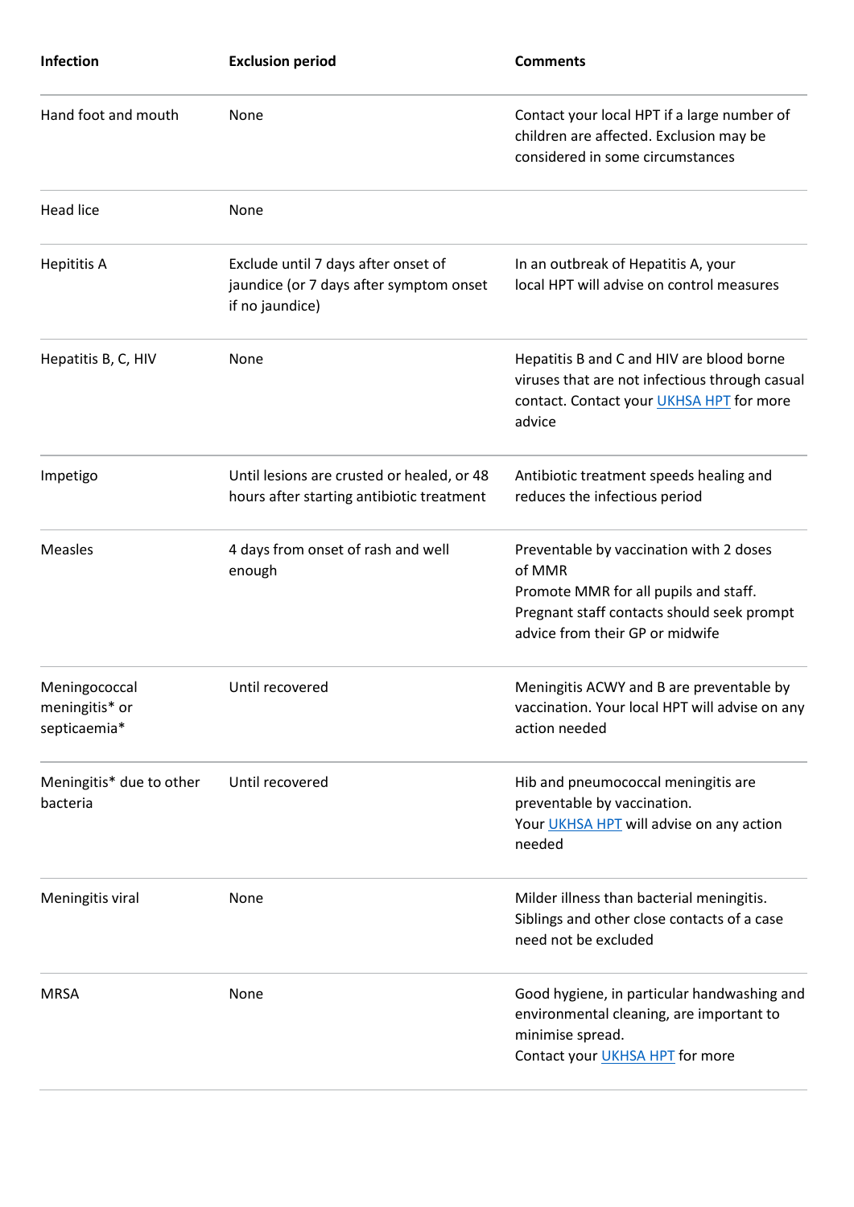| Infection | Exclusion period | Comments |
| --- | --- | --- |
| Hand foot and mouth | None | Contact your local HPT if a large number of children are affected. Exclusion may be considered in some circumstances |
| Head lice | None | |
| Hepititis A | Exclude until 7 days after onset of jaundice (or 7 days after symptom onset if no jaundice) | In an outbreak of Hepatitis A, your local HPT will advise on control measures |
| Hepatitis B, C, HIV | None | Hepatitis B and C and HIV are blood borne viruses that are not infectious through casual contact. Contact your UKHSA HPT for more advice |
| Impetigo | Until lesions are crusted or healed, or 48 hours after starting antibiotic treatment | Antibiotic treatment speeds healing and reduces the infectious period |
| Measles | 4 days from onset of rash and well enough | Preventable by vaccination with 2 doses of MMR<br>Promote MMR for all pupils and staff. Pregnant staff contacts should seek prompt advice from their GP or midwife |
| Meningococcal meningitis* or septicaemia* | Until recovered | Meningitis ACWY and B are preventable by vaccination. Your local HPT will advise on any action needed |
| Meningitis* due to other bacteria | Until recovered | Hib and pneumococcal meningitis are preventable by vaccination.<br>Your UKHSA HPT will advise on any action needed |
| Meningitis viral | None | Milder illness than bacterial meningitis. Siblings and other close contacts of a case need not be excluded |
| MRSA | None | Good hygiene, in particular handwashing and environmental cleaning, are important to minimise spread.<br>Contact your UKHSA HPT for more |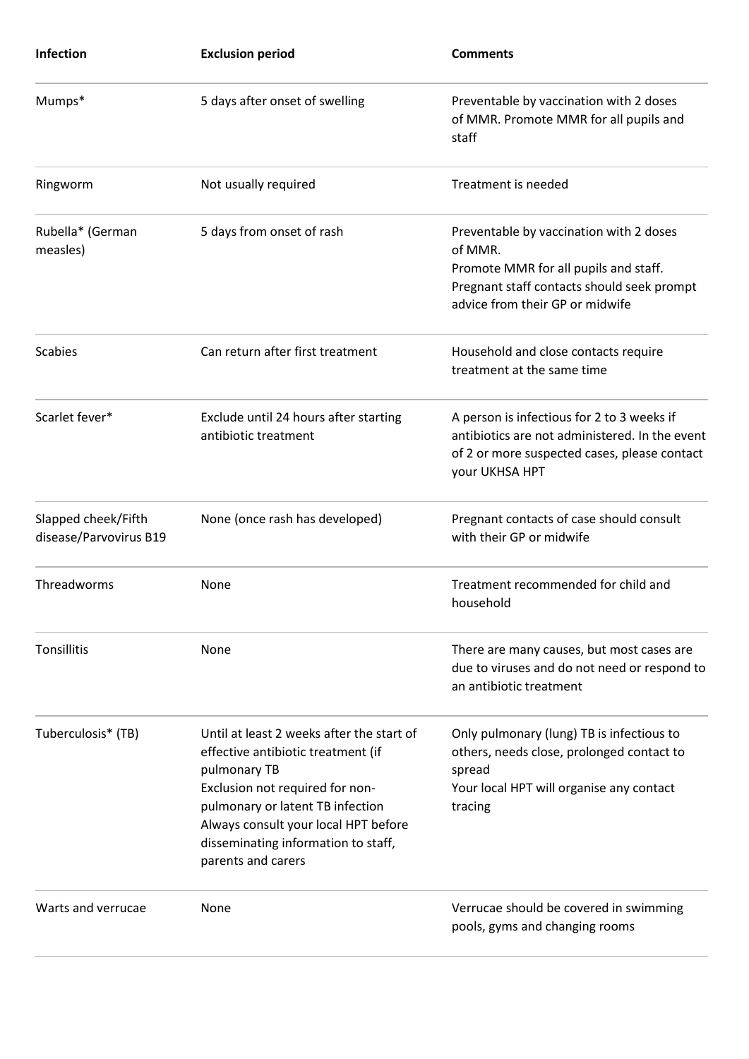| Infection | Exclusion period | Comments |
| --- | --- | --- |
| Mumps* | 5 days after onset of swelling | Preventable by vaccination with 2 doses of MMR. Promote MMR for all pupils and staff |
| Ringworm | Not usually required | Treatment is needed |
| Rubella* (German measles) | 5 days from onset of rash | Preventable by vaccination with 2 doses of MMR.<br>Promote MMR for all pupils and staff.<br>Pregnant staff contacts should seek prompt advice from their GP or midwife |
| Scabies | Can return after first treatment | Household and close contacts require treatment at the same time |
| Scarlet fever* | Exclude until 24 hours after starting antibiotic treatment | A person is infectious for 2 to 3 weeks if antibiotics are not administered. In the event of 2 or more suspected cases, please contact your UKHSA HPT |
| Slapped cheek/Fifth disease/Parvovirus B19 | None (once rash has developed) | Pregnant contacts of case should consult with their GP or midwife |
| Threadworms | None | Treatment recommended for child and household |
| Tonsillitis | None | There are many causes, but most cases are due to viruses and do not need or respond to an antibiotic treatment |
| Tuberculosis* (TB) | Until at least 2 weeks after the start of effective antibiotic treatment (if pulmonary TB<br>Exclusion not required for non-pulmonary or latent TB infection<br>Always consult your local HPT before disseminating information to staff, parents and carers | Only pulmonary (lung) TB is infectious to others, needs close, prolonged contact to spread<br>Your local HPT will organise any contact tracing |
| Warts and verrucae | None | Verrucae should be covered in swimming pools, gyms and changing rooms |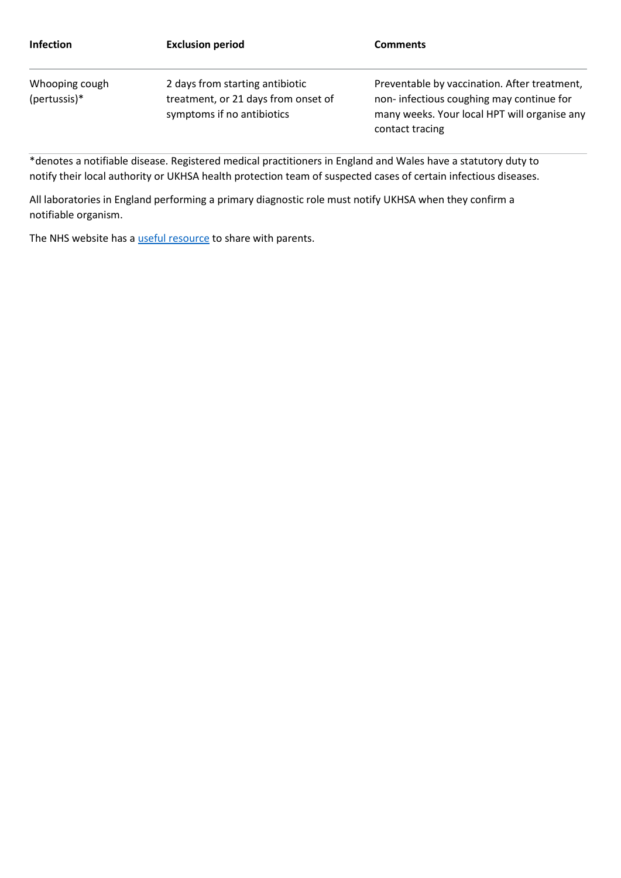| Infection | Exclusion period | Comments |
|---|---|---|
| Whooping cough (pertussis)* | 2 days from starting antibiotic treatment, or 21 days from onset of symptoms if no antibiotics | Preventable by vaccination. After treatment, non- infectious coughing may continue for many weeks. Your local HPT will organise any contact tracing |

*denotes a notifiable disease. Registered medical practitioners in England and Wales have a statutory duty to notify their local authority or UKHSA health protection team of suspected cases of certain infectious diseases.

All laboratories in England performing a primary diagnostic role must notify UKHSA when they confirm a notifiable organism.

The NHS website has a useful resource to share with parents.